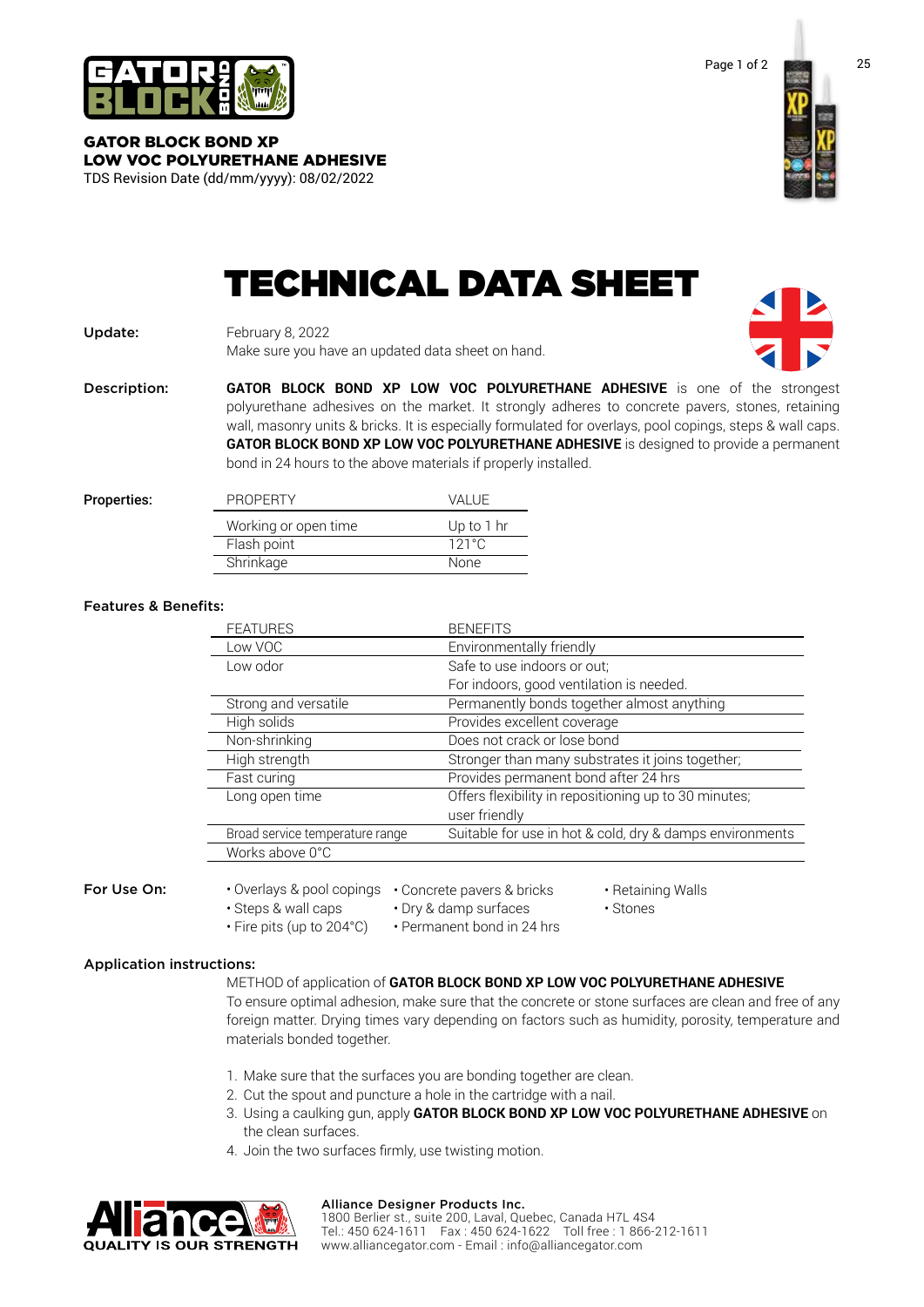**GATOR BLOCK BOND XP**
**LOW VOC POLYURETHANE ADHESIVE**
TDS Revision Date (dd/mm/yyyy): 08/02/2022

# TECHNICAL DATA SHEET

**Update:** February 8, 2022
Make sure you have an updated data sheet on hand.

**Description:** **GATOR BLOCK BOND XP LOW VOC POLYURETHANE ADHESIVE** is one of the strongest polyurethane adhesives on the market. It strongly adheres to concrete pavers, stones, retaining wall, masonry units & bricks. It is especially formulated for overlays, pool copings, steps & wall caps. **GATOR BLOCK BOND XP LOW VOC POLYURETHANE ADHESIVE** is designed to provide a permanent bond in 24 hours to the above materials if properly installed.

**Properties:**

| PROPERTY | VALUE |
|---|---|
| Working or open time | Up to 1 hr |
| Flash point | 121°C |
| Shrinkage | None |

**Features & Benefits:**

| FEATURES | BENEFITS |
|---|---|
| Low VOC | Environmentally friendly |
| Low odor | Safe to use indoors or out; For indoors, good ventilation is needed. |
| Strong and versatile | Permanently bonds together almost anything |
| High solids | Provides excellent coverage |
| Non-shrinking | Does not crack or lose bond |
| High strength | Stronger than many substrates it joins together; |
| Fast curing | Provides permanent bond after 24 hrs |
| Long open time | Offers flexibility in repositioning up to 30 minutes; user friendly |
| Broad service temperature range | Suitable for use in hot & cold, dry & damps environments |
| Works above 0°C | |

**For Use On:**

- Overlays & pool copings
- Steps & wall caps
- Fire pits (up to 204°C)
- Concrete pavers & bricks
- Dry & damp surfaces
- Permanent bond in 24 hrs
- Retaining Walls
- Stones

**Application instructions:**

METHOD of application of **GATOR BLOCK BOND XP LOW VOC POLYURETHANE ADHESIVE**
To ensure optimal adhesion, make sure that the concrete or stone surfaces are clean and free of any foreign matter. Drying times vary depending on factors such as humidity, porosity, temperature and materials bonded together.

1. Make sure that the surfaces you are bonding together are clean.
2. Cut the spout and puncture a hole in the cartridge with a nail.
3. Using a caulking gun, apply **GATOR BLOCK BOND XP LOW VOC POLYURETHANE ADHESIVE** on the clean surfaces.
4. Join the two surfaces firmly, use twisting motion.

QUALITY IS OUR STRENGTH

**Alliance Designer Products Inc.**
1800 Berlier st., suite 200, Laval, Quebec, Canada H7L 4S4
Tel.: 450 624-1611 Fax : 450 624-1622 Toll free : 1 866-212-1611
www.alliancegator.com - Email : info@alliancegator.com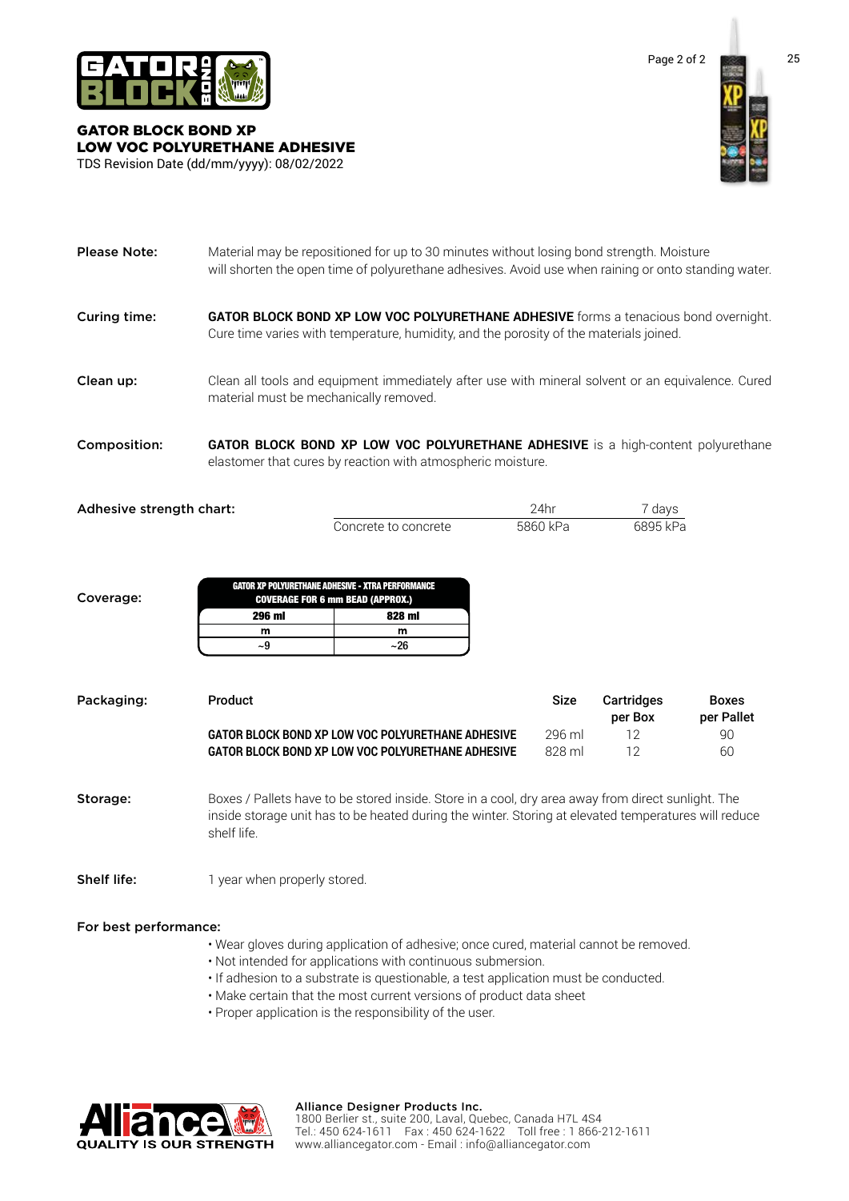**GATOR BLOCK BOND XP**
**LOW VOC POLYURETHANE ADHESIVE**
TDS Revision Date (dd/mm/yyyy): 08/02/2022

**Please Note:** Material may be repositioned for up to 30 minutes without losing bond strength. Moisture will shorten the open time of polyurethane adhesives. Avoid use when raining or onto standing water.

**Curing time:** **GATOR BLOCK BOND XP LOW VOC POLYURETHANE ADHESIVE** forms a tenacious bond overnight. Cure time varies with temperature, humidity, and the porosity of the materials joined.

**Clean up:** Clean all tools and equipment immediately after use with mineral solvent or an equivalence. Cured material must be mechanically removed.

**Composition:** **GATOR BLOCK BOND XP LOW VOC POLYURETHANE ADHESIVE** is a high-content polyurethane elastomer that cures by reaction with atmospheric moisture.

**Adhesive strength chart:**

| | 24hr | 7 days |
|---|---|---|
| Concrete to concrete | 5860 kPa | 6895 kPa |

**Coverage:**

| GATOR XP POLYURETHANE ADHESIVE - XTRA PERFORMANCE COVERAGE FOR 6 mm BEAD (APPROX.) | |
|---|---|
| **296 ml** | **828 ml** |
| **m** | **m** |
| **~9** | **~26** |

**Packaging:**

| Product | Size | Cartridges per Box | Boxes per Pallet |
|---|---|---|---|
| GATOR BLOCK BOND XP LOW VOC POLYURETHANE ADHESIVE | 296 ml | 12 | 90 |
| GATOR BLOCK BOND XP LOW VOC POLYURETHANE ADHESIVE | 828 ml | 12 | 60 |

**Storage:** Boxes / Pallets have to be stored inside. Store in a cool, dry area away from direct sunlight. The inside storage unit has to be heated during the winter. Storing at elevated temperatures will reduce shelf life.

**Shelf life:** 1 year when properly stored.

**For best performance:**

- Wear gloves during application of adhesive; once cured, material cannot be removed.
- Not intended for applications with continuous submersion.
- If adhesion to a substrate is questionable, a test application must be conducted.
- Make certain that the most current versions of product data sheet
- Proper application is the responsibility of the user.

QUALITY IS OUR STRENGTH

**Alliance Designer Products Inc.**
1800 Berlier st., suite 200, Laval, Quebec, Canada H7L 4S4
Tel.: 450 624-1611 Fax : 450 624-1622 Toll free : 1 866-212-1611
www.alliancegator.com - Email : info@alliancegator.com